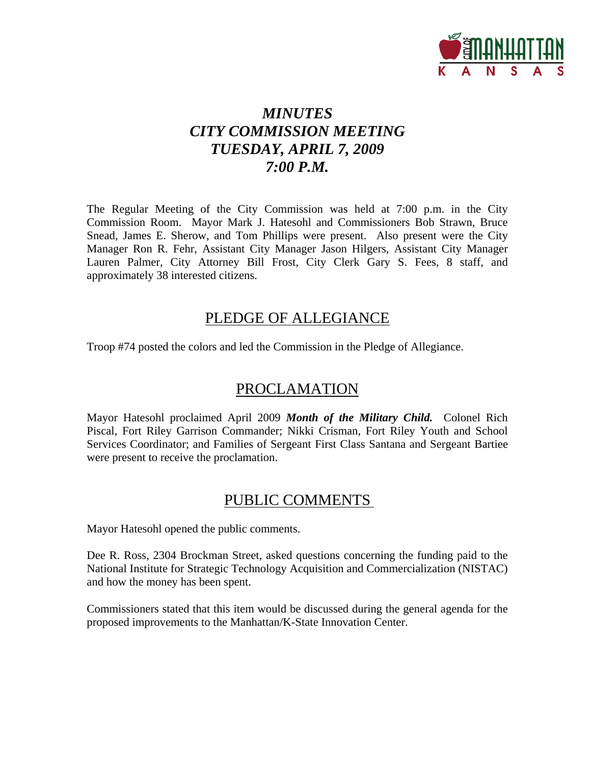# *MINUTES*
# *CITY COMMISSION MEETING*
# *TUESDAY, APRIL 7, 2009*
# *7:00 P.M.*

The Regular Meeting of the City Commission was held at 7:00 p.m. in the City Commission Room. Mayor Mark J. Hatesohl and Commissioners Bob Strawn, Bruce Snead, James E. Sherow, and Tom Phillips were present. Also present were the City Manager Ron R. Fehr, Assistant City Manager Jason Hilgers, Assistant City Manager Lauren Palmer, City Attorney Bill Frost, City Clerk Gary S. Fees, 8 staff, and approximately 38 interested citizens.

## PLEDGE OF ALLEGIANCE

Troop #74 posted the colors and led the Commission in the Pledge of Allegiance.

## PROCLAMATION

Mayor Hatesohl proclaimed April 2009 ***Month of the Military Child.*** Colonel Rich Piscal, Fort Riley Garrison Commander; Nikki Crisman, Fort Riley Youth and School Services Coordinator; and Families of Sergeant First Class Santana and Sergeant Bartiee were present to receive the proclamation.

## PUBLIC COMMENTS

Mayor Hatesohl opened the public comments.

Dee R. Ross, 2304 Brockman Street, asked questions concerning the funding paid to the National Institute for Strategic Technology Acquisition and Commercialization (NISTAC) and how the money has been spent.

Commissioners stated that this item would be discussed during the general agenda for the proposed improvements to the Manhattan/K-State Innovation Center.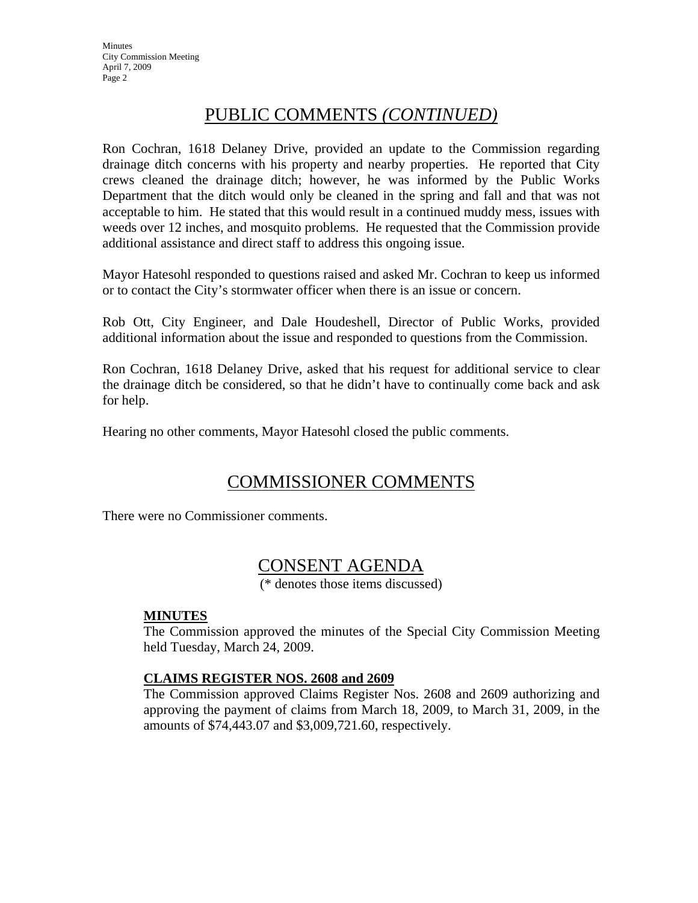## PUBLIC COMMENTS *(CONTINUED)*

Ron Cochran, 1618 Delaney Drive, provided an update to the Commission regarding drainage ditch concerns with his property and nearby properties. He reported that City crews cleaned the drainage ditch; however, he was informed by the Public Works Department that the ditch would only be cleaned in the spring and fall and that was not acceptable to him. He stated that this would result in a continued muddy mess, issues with weeds over 12 inches, and mosquito problems. He requested that the Commission provide additional assistance and direct staff to address this ongoing issue.

Mayor Hatesohl responded to questions raised and asked Mr. Cochran to keep us informed or to contact the City's stormwater officer when there is an issue or concern.

Rob Ott, City Engineer, and Dale Houdeshell, Director of Public Works, provided additional information about the issue and responded to questions from the Commission.

Ron Cochran, 1618 Delaney Drive, asked that his request for additional service to clear the drainage ditch be considered, so that he didn't have to continually come back and ask for help.

Hearing no other comments, Mayor Hatesohl closed the public comments.

## COMMISSIONER COMMENTS

There were no Commissioner comments.

## CONSENT AGENDA

(* denotes those items discussed)

**MINUTES**

The Commission approved the minutes of the Special City Commission Meeting held Tuesday, March 24, 2009.

**CLAIMS REGISTER NOS. 2608 and 2609**

The Commission approved Claims Register Nos. 2608 and 2609 authorizing and approving the payment of claims from March 18, 2009, to March 31, 2009, in the amounts of $74,443.07 and $3,009,721.60, respectively.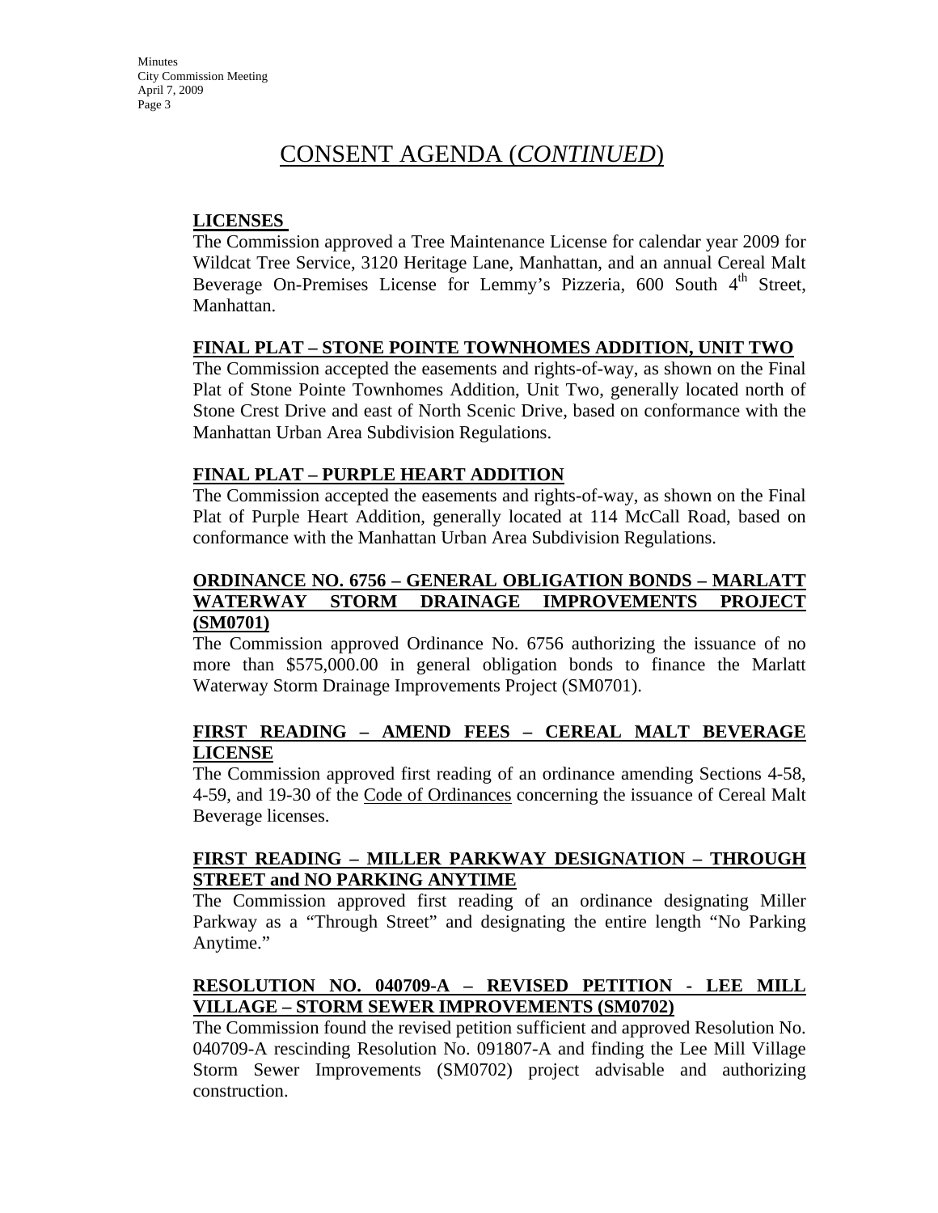# CONSENT AGENDA (*CONTINUED*)

**LICENSES**

The Commission approved a Tree Maintenance License for calendar year 2009 for Wildcat Tree Service, 3120 Heritage Lane, Manhattan, and an annual Cereal Malt Beverage On-Premises License for Lemmy's Pizzeria, 600 South 4th Street, Manhattan.

**FINAL PLAT – STONE POINTE TOWNHOMES ADDITION, UNIT TWO**

The Commission accepted the easements and rights-of-way, as shown on the Final Plat of Stone Pointe Townhomes Addition, Unit Two, generally located north of Stone Crest Drive and east of North Scenic Drive, based on conformance with the Manhattan Urban Area Subdivision Regulations.

**FINAL PLAT – PURPLE HEART ADDITION**

The Commission accepted the easements and rights-of-way, as shown on the Final Plat of Purple Heart Addition, generally located at 114 McCall Road, based on conformance with the Manhattan Urban Area Subdivision Regulations.

**ORDINANCE NO. 6756 – GENERAL OBLIGATION BONDS – MARLATT WATERWAY STORM DRAINAGE IMPROVEMENTS PROJECT (SM0701)**

The Commission approved Ordinance No. 6756 authorizing the issuance of no more than $575,000.00 in general obligation bonds to finance the Marlatt Waterway Storm Drainage Improvements Project (SM0701).

**FIRST READING – AMEND FEES – CEREAL MALT BEVERAGE LICENSE**

The Commission approved first reading of an ordinance amending Sections 4-58, 4-59, and 19-30 of the Code of Ordinances concerning the issuance of Cereal Malt Beverage licenses.

**FIRST READING – MILLER PARKWAY DESIGNATION – THROUGH STREET and NO PARKING ANYTIME**

The Commission approved first reading of an ordinance designating Miller Parkway as a "Through Street" and designating the entire length "No Parking Anytime."

**RESOLUTION NO. 040709-A – REVISED PETITION - LEE MILL VILLAGE – STORM SEWER IMPROVEMENTS (SM0702)**

The Commission found the revised petition sufficient and approved Resolution No. 040709-A rescinding Resolution No. 091807-A and finding the Lee Mill Village Storm Sewer Improvements (SM0702) project advisable and authorizing construction.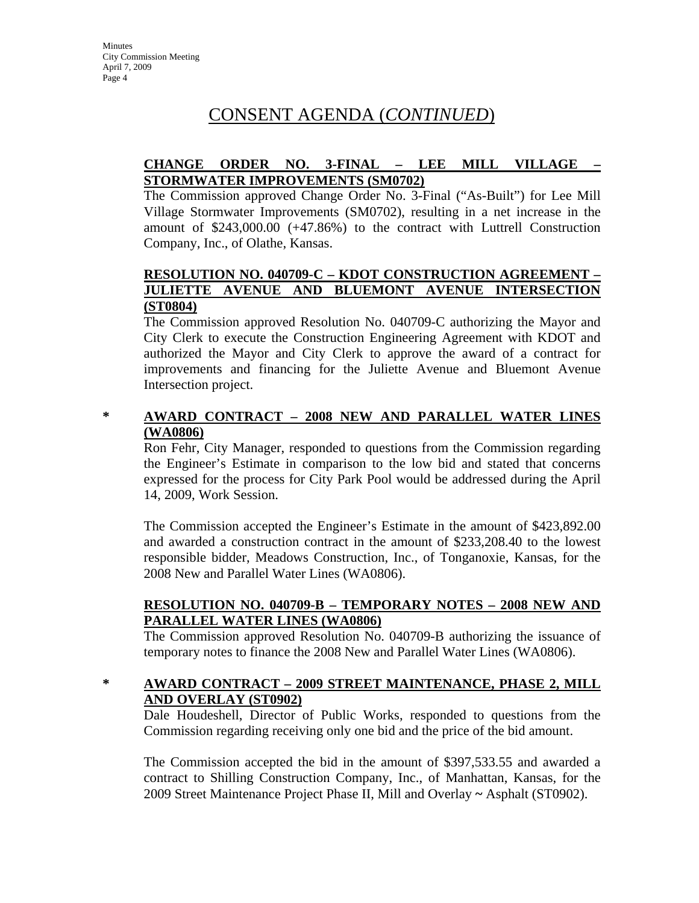# CONSENT AGENDA (*CONTINUED*)

**CHANGE ORDER NO. 3-FINAL – LEE MILL VILLAGE – STORMWATER IMPROVEMENTS (SM0702)**

The Commission approved Change Order No. 3-Final ("As-Built") for Lee Mill Village Stormwater Improvements (SM0702), resulting in a net increase in the amount of $243,000.00 (+47.86%) to the contract with Luttrell Construction Company, Inc., of Olathe, Kansas.

**RESOLUTION NO. 040709-C – KDOT CONSTRUCTION AGREEMENT – JULIETTE AVENUE AND BLUEMONT AVENUE INTERSECTION (ST0804)**

The Commission approved Resolution No. 040709-C authorizing the Mayor and City Clerk to execute the Construction Engineering Agreement with KDOT and authorized the Mayor and City Clerk to approve the award of a contract for improvements and financing for the Juliette Avenue and Bluemont Avenue Intersection project.

\* **AWARD CONTRACT – 2008 NEW AND PARALLEL WATER LINES (WA0806)**

Ron Fehr, City Manager, responded to questions from the Commission regarding the Engineer's Estimate in comparison to the low bid and stated that concerns expressed for the process for City Park Pool would be addressed during the April 14, 2009, Work Session.

The Commission accepted the Engineer's Estimate in the amount of $423,892.00 and awarded a construction contract in the amount of $233,208.40 to the lowest responsible bidder, Meadows Construction, Inc., of Tonganoxie, Kansas, for the 2008 New and Parallel Water Lines (WA0806).

**RESOLUTION NO. 040709-B – TEMPORARY NOTES – 2008 NEW AND PARALLEL WATER LINES (WA0806)**

The Commission approved Resolution No. 040709-B authorizing the issuance of temporary notes to finance the 2008 New and Parallel Water Lines (WA0806).

\* **AWARD CONTRACT – 2009 STREET MAINTENANCE, PHASE 2, MILL AND OVERLAY (ST0902)**

Dale Houdeshell, Director of Public Works, responded to questions from the Commission regarding receiving only one bid and the price of the bid amount.

The Commission accepted the bid in the amount of $397,533.55 and awarded a contract to Shilling Construction Company, Inc., of Manhattan, Kansas, for the 2009 Street Maintenance Project Phase II, Mill and Overlay ~ Asphalt (ST0902).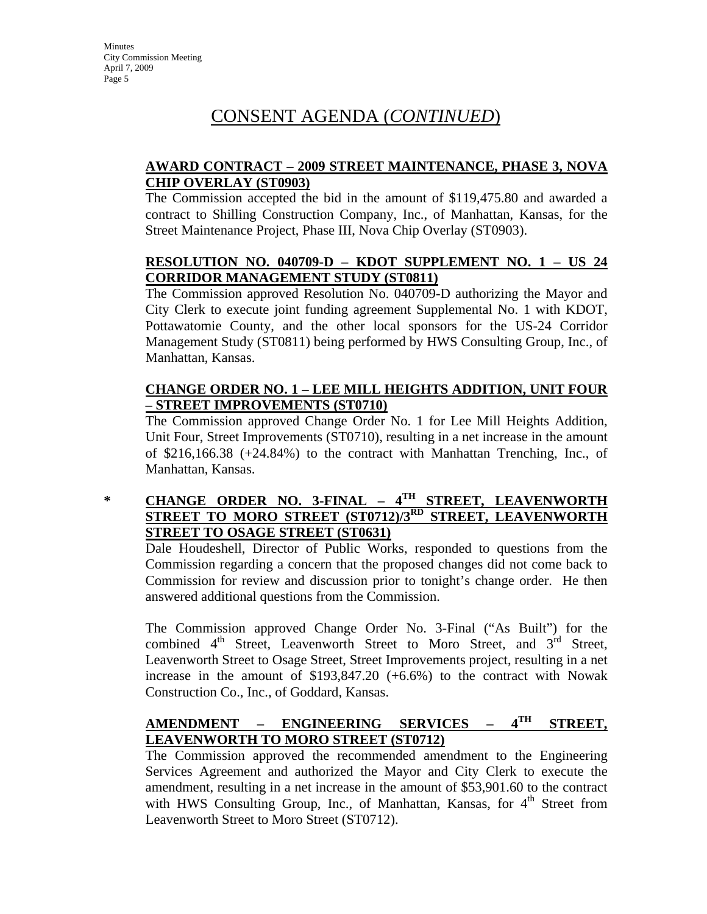# CONSENT AGENDA (*CONTINUED*)

**AWARD CONTRACT – 2009 STREET MAINTENANCE, PHASE 3, NOVA CHIP OVERLAY (ST0903)**

The Commission accepted the bid in the amount of $119,475.80 and awarded a contract to Shilling Construction Company, Inc., of Manhattan, Kansas, for the Street Maintenance Project, Phase III, Nova Chip Overlay (ST0903).

**RESOLUTION NO. 040709-D – KDOT SUPPLEMENT NO. 1 – US 24 CORRIDOR MANAGEMENT STUDY (ST0811)**

The Commission approved Resolution No. 040709-D authorizing the Mayor and City Clerk to execute joint funding agreement Supplemental No. 1 with KDOT, Pottawatomie County, and the other local sponsors for the US-24 Corridor Management Study (ST0811) being performed by HWS Consulting Group, Inc., of Manhattan, Kansas.

**CHANGE ORDER NO. 1 – LEE MILL HEIGHTS ADDITION, UNIT FOUR – STREET IMPROVEMENTS (ST0710)**

The Commission approved Change Order No. 1 for Lee Mill Heights Addition, Unit Four, Street Improvements (ST0710), resulting in a net increase in the amount of $216,166.38 (+24.84%) to the contract with Manhattan Trenching, Inc., of Manhattan, Kansas.

\* **CHANGE ORDER NO. 3-FINAL – 4TH STREET, LEAVENWORTH STREET TO MORO STREET (ST0712)/3RD STREET, LEAVENWORTH STREET TO OSAGE STREET (ST0631)**

Dale Houdeshell, Director of Public Works, responded to questions from the Commission regarding a concern that the proposed changes did not come back to Commission for review and discussion prior to tonight's change order. He then answered additional questions from the Commission.

The Commission approved Change Order No. 3-Final ("As Built") for the combined 4th Street, Leavenworth Street to Moro Street, and 3rd Street, Leavenworth Street to Osage Street, Street Improvements project, resulting in a net increase in the amount of $193,847.20 (+6.6%) to the contract with Nowak Construction Co., Inc., of Goddard, Kansas.

**AMENDMENT – ENGINEERING SERVICES – 4TH STREET, LEAVENWORTH TO MORO STREET (ST0712)**

The Commission approved the recommended amendment to the Engineering Services Agreement and authorized the Mayor and City Clerk to execute the amendment, resulting in a net increase in the amount of $53,901.60 to the contract with HWS Consulting Group, Inc., of Manhattan, Kansas, for 4th Street from Leavenworth Street to Moro Street (ST0712).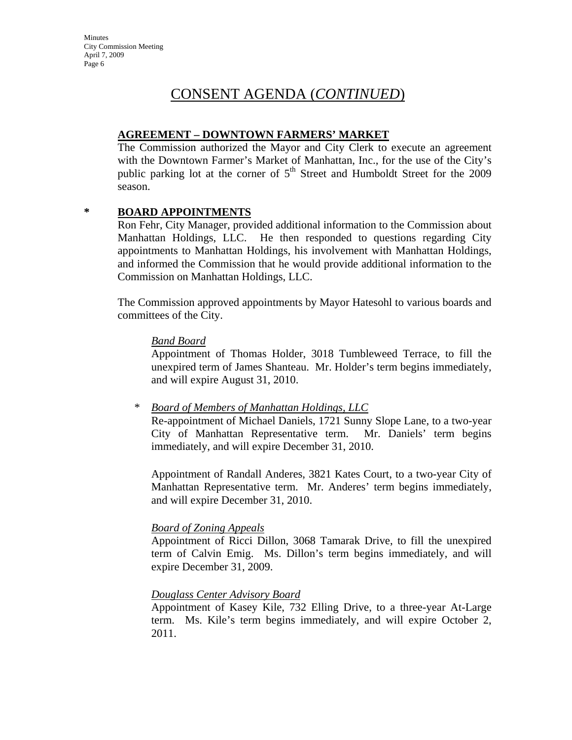# CONSENT AGENDA (*CONTINUED*)

**AGREEMENT – DOWNTOWN FARMERS' MARKET**

The Commission authorized the Mayor and City Clerk to execute an agreement with the Downtown Farmer's Market of Manhattan, Inc., for the use of the City's public parking lot at the corner of 5th Street and Humboldt Street for the 2009 season.

**\* BOARD APPOINTMENTS**

Ron Fehr, City Manager, provided additional information to the Commission about Manhattan Holdings, LLC. He then responded to questions regarding City appointments to Manhattan Holdings, his involvement with Manhattan Holdings, and informed the Commission that he would provide additional information to the Commission on Manhattan Holdings, LLC.

The Commission approved appointments by Mayor Hatesohl to various boards and committees of the City.

*Band Board*

Appointment of Thomas Holder, 3018 Tumbleweed Terrace, to fill the unexpired term of James Shanteau. Mr. Holder's term begins immediately, and will expire August 31, 2010.

\* *Board of Members of Manhattan Holdings, LLC*

Re-appointment of Michael Daniels, 1721 Sunny Slope Lane, to a two-year City of Manhattan Representative term. Mr. Daniels' term begins immediately, and will expire December 31, 2010.

Appointment of Randall Anderes, 3821 Kates Court, to a two-year City of Manhattan Representative term. Mr. Anderes' term begins immediately, and will expire December 31, 2010.

*Board of Zoning Appeals*

Appointment of Ricci Dillon, 3068 Tamarak Drive, to fill the unexpired term of Calvin Emig. Ms. Dillon's term begins immediately, and will expire December 31, 2009.

*Douglass Center Advisory Board*

Appointment of Kasey Kile, 732 Elling Drive, to a three-year At-Large term. Ms. Kile's term begins immediately, and will expire October 2, 2011.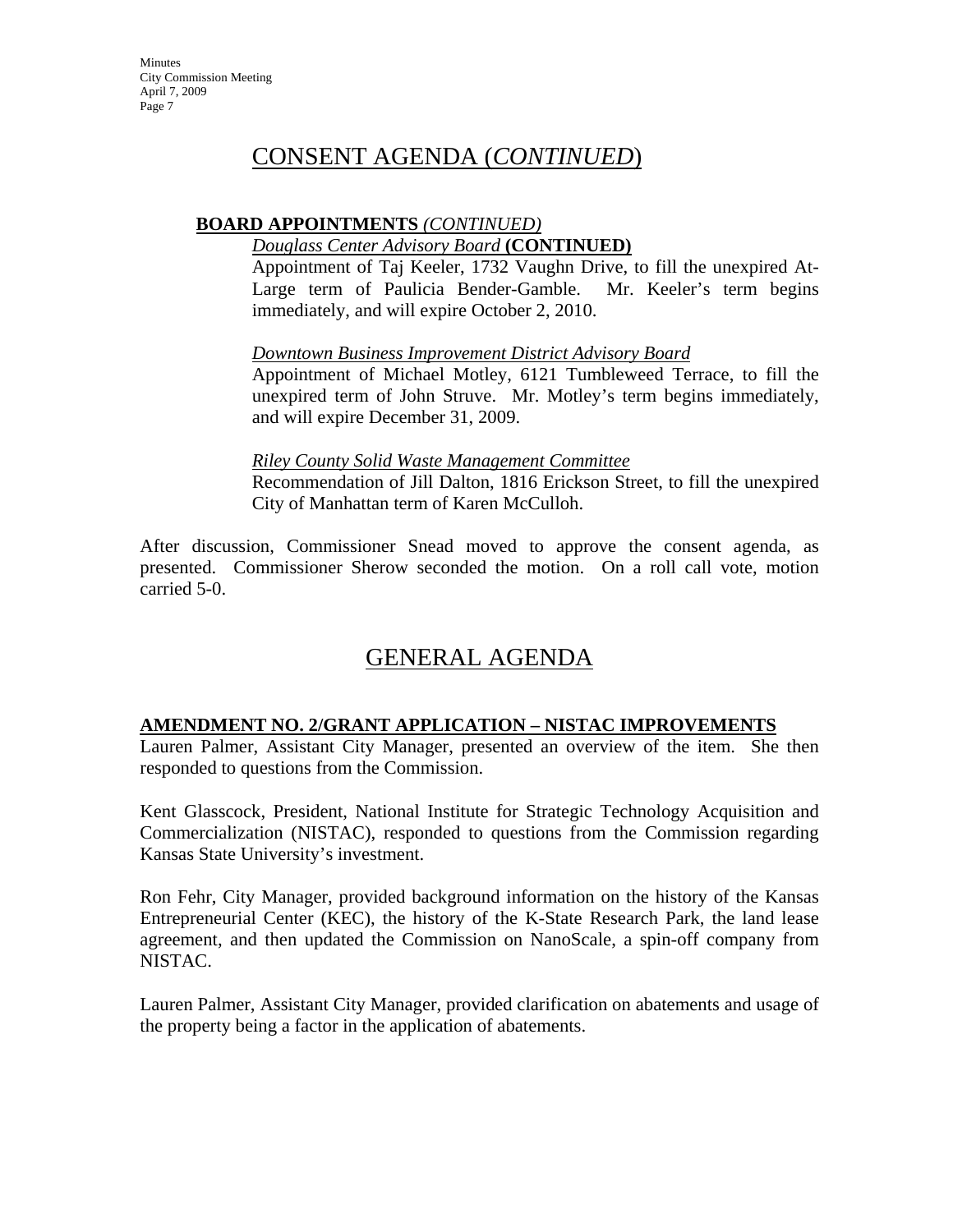# CONSENT AGENDA (*CONTINUED*)

**BOARD APPOINTMENTS** *(CONTINUED)*

*Douglass Center Advisory Board* **(CONTINUED)**

Appointment of Taj Keeler, 1732 Vaughn Drive, to fill the unexpired At-Large term of Paulicia Bender-Gamble. Mr. Keeler's term begins immediately, and will expire October 2, 2010.

*Downtown Business Improvement District Advisory Board*

Appointment of Michael Motley, 6121 Tumbleweed Terrace, to fill the unexpired term of John Struve. Mr. Motley's term begins immediately, and will expire December 31, 2009.

*Riley County Solid Waste Management Committee*

Recommendation of Jill Dalton, 1816 Erickson Street, to fill the unexpired City of Manhattan term of Karen McCulloh.

After discussion, Commissioner Snead moved to approve the consent agenda, as presented. Commissioner Sherow seconded the motion. On a roll call vote, motion carried 5-0.

# GENERAL AGENDA

**AMENDMENT NO. 2/GRANT APPLICATION – NISTAC IMPROVEMENTS**

Lauren Palmer, Assistant City Manager, presented an overview of the item. She then responded to questions from the Commission.

Kent Glasscock, President, National Institute for Strategic Technology Acquisition and Commercialization (NISTAC), responded to questions from the Commission regarding Kansas State University's investment.

Ron Fehr, City Manager, provided background information on the history of the Kansas Entrepreneurial Center (KEC), the history of the K-State Research Park, the land lease agreement, and then updated the Commission on NanoScale, a spin-off company from NISTAC.

Lauren Palmer, Assistant City Manager, provided clarification on abatements and usage of the property being a factor in the application of abatements.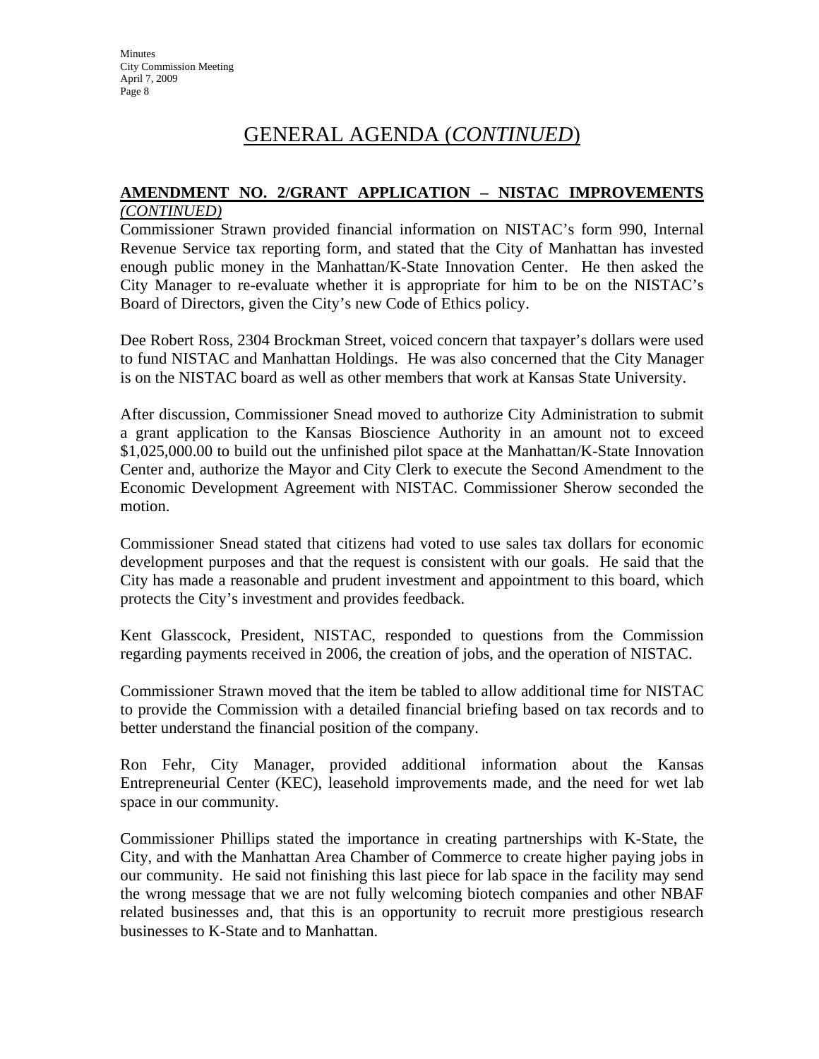# GENERAL AGENDA (*CONTINUED*)

**AMENDMENT NO. 2/GRANT APPLICATION – NISTAC IMPROVEMENTS** *(CONTINUED)*

Commissioner Strawn provided financial information on NISTAC's form 990, Internal Revenue Service tax reporting form, and stated that the City of Manhattan has invested enough public money in the Manhattan/K-State Innovation Center. He then asked the City Manager to re-evaluate whether it is appropriate for him to be on the NISTAC's Board of Directors, given the City's new Code of Ethics policy.

Dee Robert Ross, 2304 Brockman Street, voiced concern that taxpayer's dollars were used to fund NISTAC and Manhattan Holdings. He was also concerned that the City Manager is on the NISTAC board as well as other members that work at Kansas State University.

After discussion, Commissioner Snead moved to authorize City Administration to submit a grant application to the Kansas Bioscience Authority in an amount not to exceed \$1,025,000.00 to build out the unfinished pilot space at the Manhattan/K-State Innovation Center and, authorize the Mayor and City Clerk to execute the Second Amendment to the Economic Development Agreement with NISTAC. Commissioner Sherow seconded the motion.

Commissioner Snead stated that citizens had voted to use sales tax dollars for economic development purposes and that the request is consistent with our goals. He said that the City has made a reasonable and prudent investment and appointment to this board, which protects the City's investment and provides feedback.

Kent Glasscock, President, NISTAC, responded to questions from the Commission regarding payments received in 2006, the creation of jobs, and the operation of NISTAC.

Commissioner Strawn moved that the item be tabled to allow additional time for NISTAC to provide the Commission with a detailed financial briefing based on tax records and to better understand the financial position of the company.

Ron Fehr, City Manager, provided additional information about the Kansas Entrepreneurial Center (KEC), leasehold improvements made, and the need for wet lab space in our community.

Commissioner Phillips stated the importance in creating partnerships with K-State, the City, and with the Manhattan Area Chamber of Commerce to create higher paying jobs in our community. He said not finishing this last piece for lab space in the facility may send the wrong message that we are not fully welcoming biotech companies and other NBAF related businesses and, that this is an opportunity to recruit more prestigious research businesses to K-State and to Manhattan.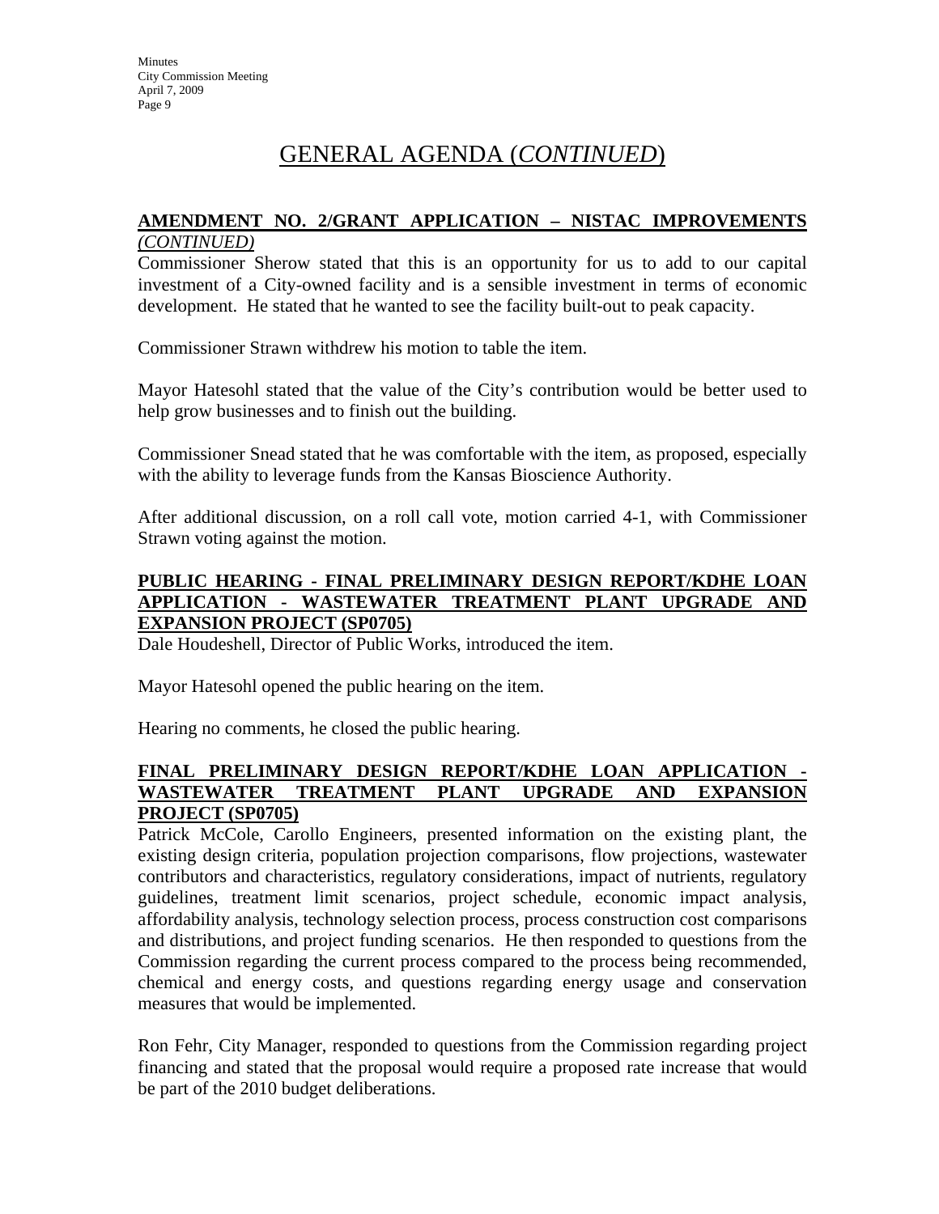# GENERAL AGENDA (*CONTINUED*)

**AMENDMENT NO. 2/GRANT APPLICATION – NISTAC IMPROVEMENTS** ***(CONTINUED)***

Commissioner Sherow stated that this is an opportunity for us to add to our capital investment of a City-owned facility and is a sensible investment in terms of economic development. He stated that he wanted to see the facility built-out to peak capacity.

Commissioner Strawn withdrew his motion to table the item.

Mayor Hatesohl stated that the value of the City's contribution would be better used to help grow businesses and to finish out the building.

Commissioner Snead stated that he was comfortable with the item, as proposed, especially with the ability to leverage funds from the Kansas Bioscience Authority.

After additional discussion, on a roll call vote, motion carried 4-1, with Commissioner Strawn voting against the motion.

**PUBLIC HEARING - FINAL PRELIMINARY DESIGN REPORT/KDHE LOAN APPLICATION - WASTEWATER TREATMENT PLANT UPGRADE AND EXPANSION PROJECT (SP0705)**

Dale Houdeshell, Director of Public Works, introduced the item.

Mayor Hatesohl opened the public hearing on the item.

Hearing no comments, he closed the public hearing.

**FINAL PRELIMINARY DESIGN REPORT/KDHE LOAN APPLICATION - WASTEWATER TREATMENT PLANT UPGRADE AND EXPANSION PROJECT (SP0705)**

Patrick McCole, Carollo Engineers, presented information on the existing plant, the existing design criteria, population projection comparisons, flow projections, wastewater contributors and characteristics, regulatory considerations, impact of nutrients, regulatory guidelines, treatment limit scenarios, project schedule, economic impact analysis, affordability analysis, technology selection process, process construction cost comparisons and distributions, and project funding scenarios. He then responded to questions from the Commission regarding the current process compared to the process being recommended, chemical and energy costs, and questions regarding energy usage and conservation measures that would be implemented.

Ron Fehr, City Manager, responded to questions from the Commission regarding project financing and stated that the proposal would require a proposed rate increase that would be part of the 2010 budget deliberations.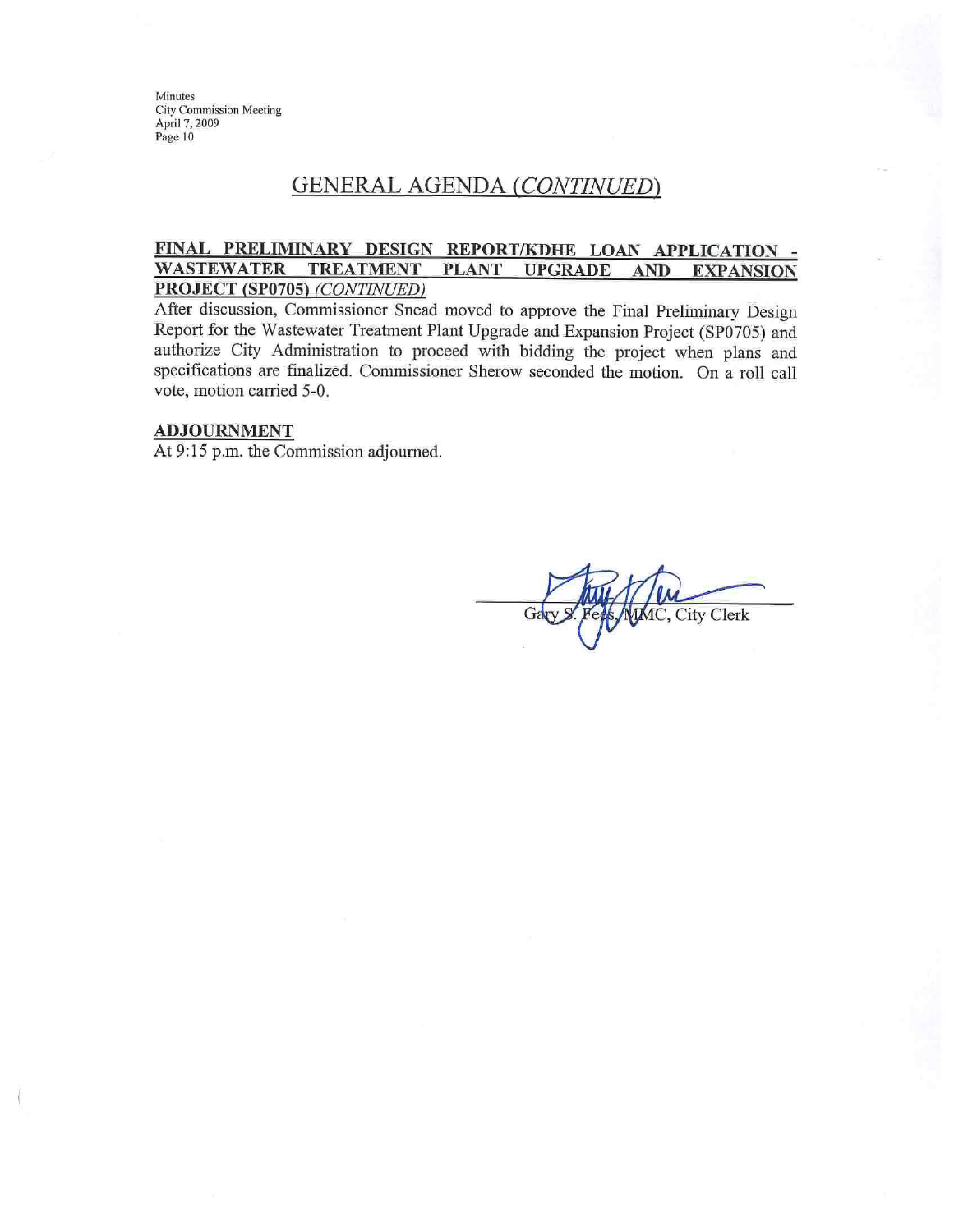## GENERAL AGENDA *(CONTINUED)*

**FINAL PRELIMINARY DESIGN REPORT/KDHE LOAN APPLICATION - WASTEWATER TREATMENT PLANT UPGRADE AND EXPANSION PROJECT (SP0705)** ***(CONTINUED)***

After discussion, Commissioner Snead moved to approve the Final Preliminary Design Report for the Wastewater Treatment Plant Upgrade and Expansion Project (SP0705) and authorize City Administration to proceed with bidding the project when plans and specifications are finalized. Commissioner Sherow seconded the motion. On a roll call vote, motion carried 5-0.

**ADJOURNMENT**

At 9:15 p.m. the Commission adjourned.

Gary S. Fees, MMC, City Clerk